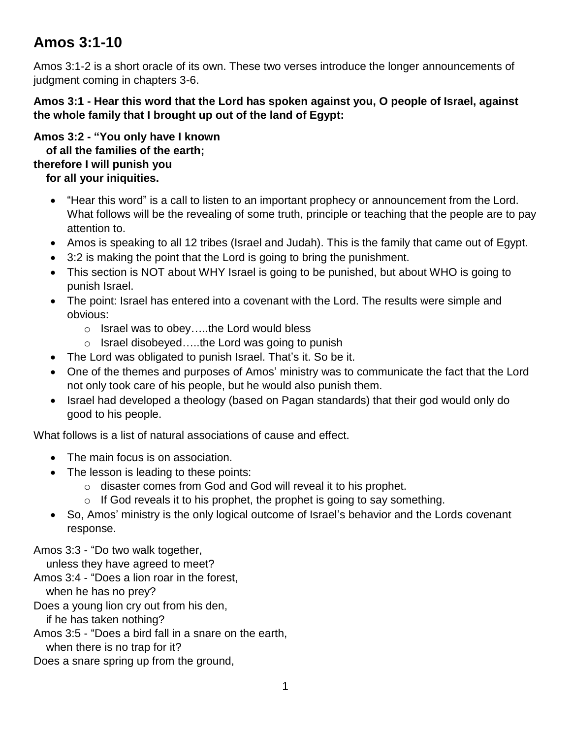# Amos 3:1-10

Amos 3:1-2 is a short oracle of its own. These two verses introduce the longer announcements of judgment coming in chapters 3-6.

**Amos 3:1 - Hear this word that the Lord has spoken against you, O people of Israel, against the whole family that I brought up out of the land of Egypt:**

**Amos 3:2 - “You only have I known**
**of all the families of the earth;**
**therefore I will punish you**
**for all your iniquities.**

- “Hear this word” is a call to listen to an important prophecy or announcement from the Lord. What follows will be the revealing of some truth, principle or teaching that the people are to pay attention to.
- Amos is speaking to all 12 tribes (Israel and Judah). This is the family that came out of Egypt.
- 3:2 is making the point that the Lord is going to bring the punishment.
- This section is NOT about WHY Israel is going to be punished, but about WHO is going to punish Israel.
- The point: Israel has entered into a covenant with the Lord. The results were simple and obvious:
  - Israel was to obey…..the Lord would bless
  - Israel disobeyed…..the Lord was going to punish
- The Lord was obligated to punish Israel. That’s it. So be it.
- One of the themes and purposes of Amos’ ministry was to communicate the fact that the Lord not only took care of his people, but he would also punish them.
- Israel had developed a theology (based on Pagan standards) that their god would only do good to his people.

What follows is a list of natural associations of cause and effect.

- The main focus is on association.
- The lesson is leading to these points:
  - disaster comes from God and God will reveal it to his prophet.
  - If God reveals it to his prophet, the prophet is going to say something.
- So, Amos’ ministry is the only logical outcome of Israel’s behavior and the Lords covenant response.

Amos 3:3 - “Do two walk together,
unless they have agreed to meet?
Amos 3:4 - “Does a lion roar in the forest,
when he has no prey?
Does a young lion cry out from his den,
if he has taken nothing?
Amos 3:5 - “Does a bird fall in a snare on the earth,
when there is no trap for it?
Does a snare spring up from the ground,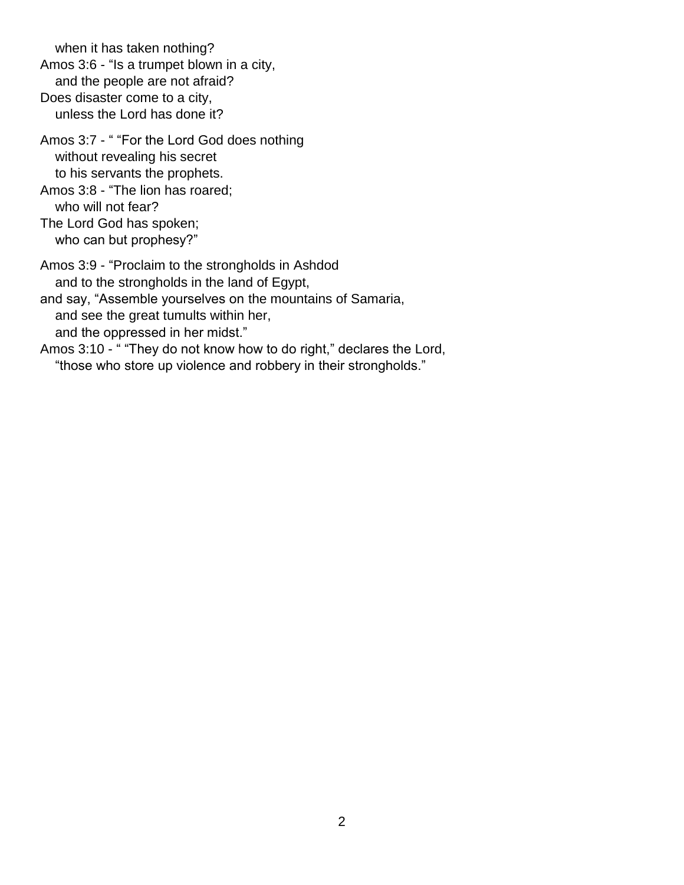when it has taken nothing?

Amos 3:6 - "Is a trumpet blown in a city,
and the people are not afraid?
Does disaster come to a city,
unless the Lord has done it?

Amos 3:7 - " "For the Lord God does nothing
without revealing his secret
to his servants the prophets.

Amos 3:8 - "The lion has roared;
who will not fear?
The Lord God has spoken;
who can but prophesy?"

Amos 3:9 - "Proclaim to the strongholds in Ashdod
and to the strongholds in the land of Egypt,
and say, "Assemble yourselves on the mountains of Samaria,
and see the great tumults within her,
and the oppressed in her midst."

Amos 3:10 - " "They do not know how to do right," declares the Lord,
"those who store up violence and robbery in their strongholds."